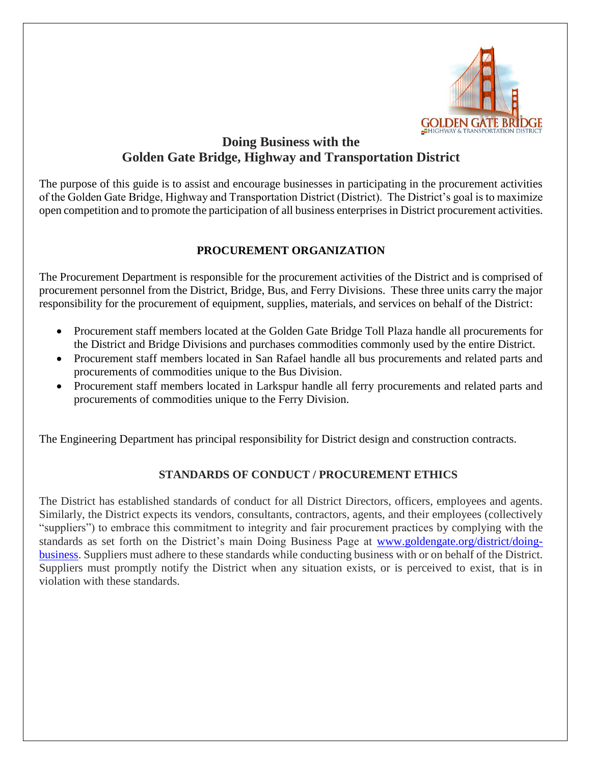# Doing Business with the Golden Gate Bridge, Highway and Transportation District

The purpose of this guide is to assist and encourage businesses in participating in the procurement activities of the Golden Gate Bridge, Highway and Transportation District (District). The District's goal is to maximize open competition and to promote the participation of all business enterprises in District procurement activities.

## PROCUREMENT ORGANIZATION

The Procurement Department is responsible for the procurement activities of the District and is comprised of procurement personnel from the District, Bridge, Bus, and Ferry Divisions. These three units carry the major responsibility for the procurement of equipment, supplies, materials, and services on behalf of the District:

- Procurement staff members located at the Golden Gate Bridge Toll Plaza handle all procurements for the District and Bridge Divisions and purchases commodities commonly used by the entire District.
- Procurement staff members located in San Rafael handle all bus procurements and related parts and procurements of commodities unique to the Bus Division.
- Procurement staff members located in Larkspur handle all ferry procurements and related parts and procurements of commodities unique to the Ferry Division.

The Engineering Department has principal responsibility for District design and construction contracts.

## STANDARDS OF CONDUCT / PROCUREMENT ETHICS

The District has established standards of conduct for all District Directors, officers, employees and agents. Similarly, the District expects its vendors, consultants, contractors, agents, and their employees (collectively "suppliers") to embrace this commitment to integrity and fair procurement practices by complying with the standards as set forth on the District's main Doing Business Page at [www.goldengate.org/district/doing-business](http://www.goldengate.org/district/doing-business). Suppliers must adhere to these standards while conducting business with or on behalf of the District. Suppliers must promptly notify the District when any situation exists, or is perceived to exist, that is in violation with these standards.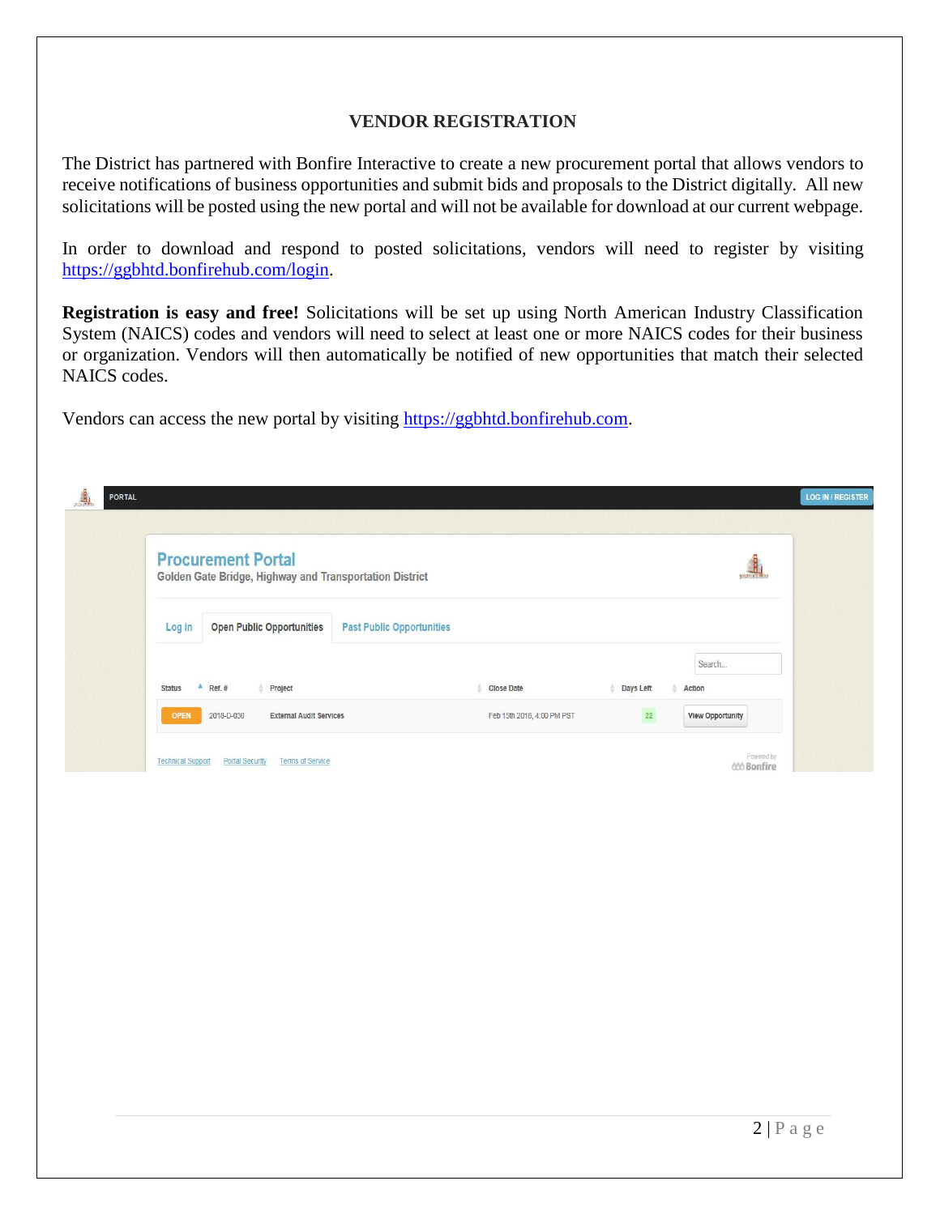## VENDOR REGISTRATION

The District has partnered with Bonfire Interactive to create a new procurement portal that allows vendors to receive notifications of business opportunities and submit bids and proposals to the District digitally. All new solicitations will be posted using the new portal and will not be available for download at our current webpage.

In order to download and respond to posted solicitations, vendors will need to register by visiting https://ggbhtd.bonfirehub.com/login.

**Registration is easy and free!** Solicitations will be set up using North American Industry Classification System (NAICS) codes and vendors will need to select at least one or more NAICS codes for their business or organization. Vendors will then automatically be notified of new opportunities that match their selected NAICS codes.

Vendors can access the new portal by visiting https://ggbhtd.bonfirehub.com.

PORTAL — LOG IN / REGISTER

**Procurement Portal**
Golden Gate Bridge, Highway and Transportation District

Log In | Open Public Opportunities | Past Public Opportunities

Search...

| Status | Ref. # | Project | Close Date | Days Left | Action |
|---|---|---|---|---|---|
| OPEN | 2018-D-030 | External Audit Services | Feb 15th 2018, 4:00 PM PST | 22 | View Opportunity |

Technical Support | Portal Security | Terms of Service

Powered by Bonfire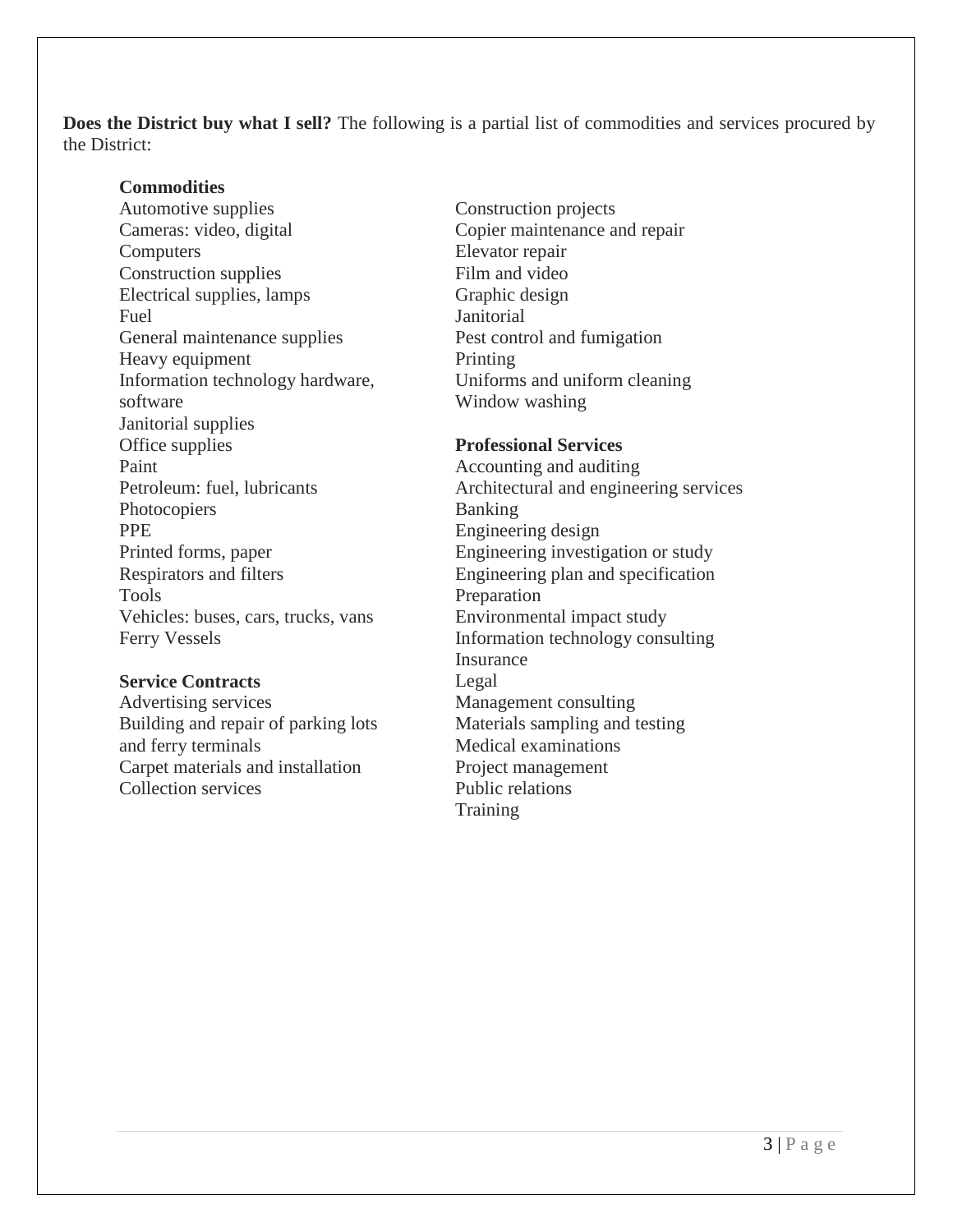**Does the District buy what I sell?** The following is a partial list of commodities and services procured by the District:

**Commodities**

- Automotive supplies
- Cameras: video, digital
- Computers
- Construction supplies
- Electrical supplies, lamps
- Fuel
- General maintenance supplies
- Heavy equipment
- Information technology hardware, software
- Janitorial supplies
- Office supplies
- Paint
- Petroleum: fuel, lubricants
- Photocopiers
- PPE
- Printed forms, paper
- Respirators and filters
- Tools
- Vehicles: buses, cars, trucks, vans
- Ferry Vessels

**Service Contracts**

- Advertising services
- Building and repair of parking lots and ferry terminals
- Carpet materials and installation
- Collection services
- Construction projects
- Copier maintenance and repair
- Elevator repair
- Film and video
- Graphic design
- Janitorial
- Pest control and fumigation
- Printing
- Uniforms and uniform cleaning
- Window washing

**Professional Services**

- Accounting and auditing
- Architectural and engineering services
- Banking
- Engineering design
- Engineering investigation or study
- Engineering plan and specification Preparation
- Environmental impact study
- Information technology consulting
- Insurance
- Legal
- Management consulting
- Materials sampling and testing
- Medical examinations
- Project management
- Public relations
- Training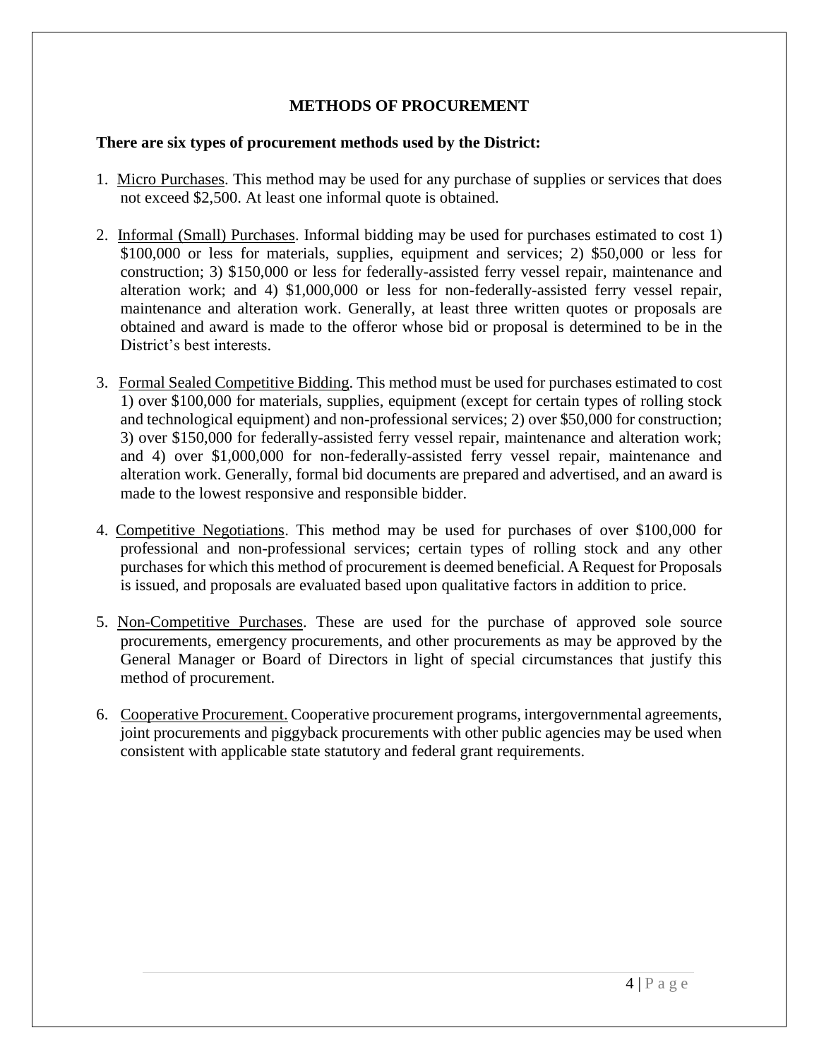## METHODS OF PROCUREMENT

**There are six types of procurement methods used by the District:**

1. Micro Purchases. This method may be used for any purchase of supplies or services that does not exceed $2,500. At least one informal quote is obtained.

2. Informal (Small) Purchases. Informal bidding may be used for purchases estimated to cost 1) $100,000 or less for materials, supplies, equipment and services; 2) $50,000 or less for construction; 3) $150,000 or less for federally-assisted ferry vessel repair, maintenance and alteration work; and 4) $1,000,000 or less for non-federally-assisted ferry vessel repair, maintenance and alteration work. Generally, at least three written quotes or proposals are obtained and award is made to the offeror whose bid or proposal is determined to be in the District's best interests.

3. Formal Sealed Competitive Bidding. This method must be used for purchases estimated to cost 1) over $100,000 for materials, supplies, equipment (except for certain types of rolling stock and technological equipment) and non-professional services; 2) over $50,000 for construction; 3) over $150,000 for federally-assisted ferry vessel repair, maintenance and alteration work; and 4) over $1,000,000 for non-federally-assisted ferry vessel repair, maintenance and alteration work. Generally, formal bid documents are prepared and advertised, and an award is made to the lowest responsive and responsible bidder.

4. Competitive Negotiations. This method may be used for purchases of over $100,000 for professional and non-professional services; certain types of rolling stock and any other purchases for which this method of procurement is deemed beneficial. A Request for Proposals is issued, and proposals are evaluated based upon qualitative factors in addition to price.

5. Non-Competitive Purchases. These are used for the purchase of approved sole source procurements, emergency procurements, and other procurements as may be approved by the General Manager or Board of Directors in light of special circumstances that justify this method of procurement.

6. Cooperative Procurement. Cooperative procurement programs, intergovernmental agreements, joint procurements and piggyback procurements with other public agencies may be used when consistent with applicable state statutory and federal grant requirements.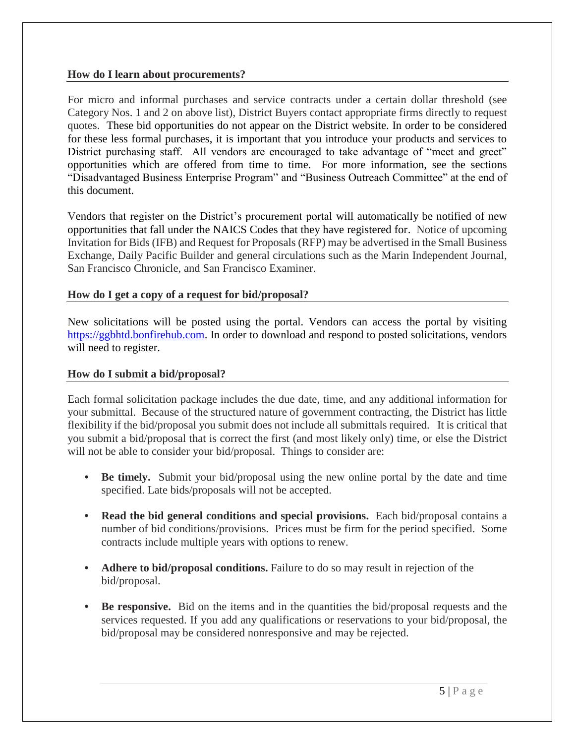## How do I learn about procurements?

For micro and informal purchases and service contracts under a certain dollar threshold (see Category Nos. 1 and 2 on above list), District Buyers contact appropriate firms directly to request quotes. These bid opportunities do not appear on the District website. In order to be considered for these less formal purchases, it is important that you introduce your products and services to District purchasing staff. All vendors are encouraged to take advantage of "meet and greet" opportunities which are offered from time to time. For more information, see the sections "Disadvantaged Business Enterprise Program" and "Business Outreach Committee" at the end of this document.

Vendors that register on the District's procurement portal will automatically be notified of new opportunities that fall under the NAICS Codes that they have registered for. Notice of upcoming Invitation for Bids (IFB) and Request for Proposals (RFP) may be advertised in the Small Business Exchange, Daily Pacific Builder and general circulations such as the Marin Independent Journal, San Francisco Chronicle, and San Francisco Examiner.

## How do I get a copy of a request for bid/proposal?

New solicitations will be posted using the portal. Vendors can access the portal by visiting [https://ggbhtd.bonfirehub.com](https://ggbhtd.bonfirehub.com). In order to download and respond to posted solicitations, vendors will need to register.

## How do I submit a bid/proposal?

Each formal solicitation package includes the due date, time, and any additional information for your submittal. Because of the structured nature of government contracting, the District has little flexibility if the bid/proposal you submit does not include all submittals required. It is critical that you submit a bid/proposal that is correct the first (and most likely only) time, or else the District will not be able to consider your bid/proposal. Things to consider are:

- **Be timely.** Submit your bid/proposal using the new online portal by the date and time specified. Late bids/proposals will not be accepted.
- **Read the bid general conditions and special provisions.** Each bid/proposal contains a number of bid conditions/provisions. Prices must be firm for the period specified. Some contracts include multiple years with options to renew.
- **Adhere to bid/proposal conditions.** Failure to do so may result in rejection of the bid/proposal.
- **Be responsive.** Bid on the items and in the quantities the bid/proposal requests and the services requested. If you add any qualifications or reservations to your bid/proposal, the bid/proposal may be considered nonresponsive and may be rejected.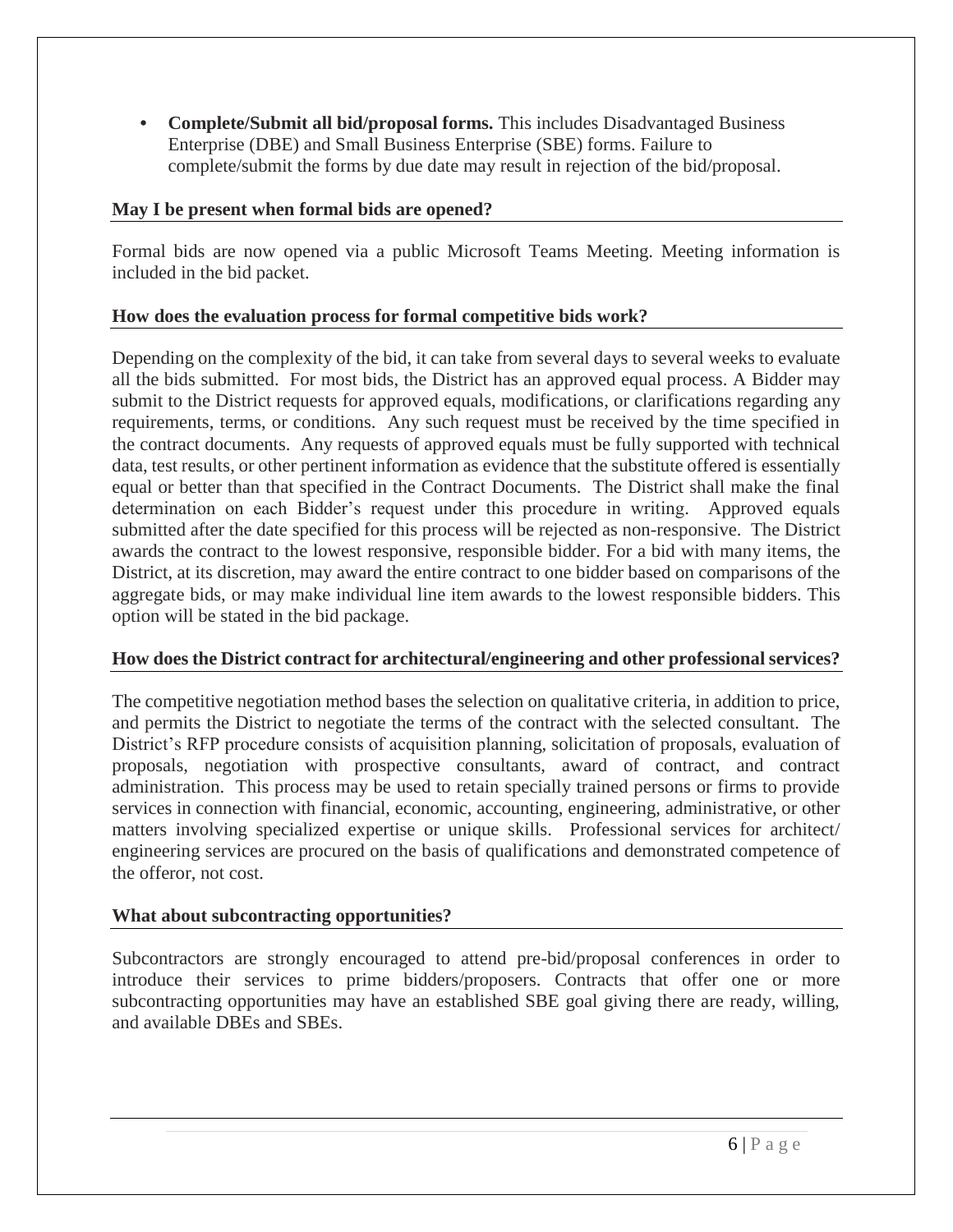- **Complete/Submit all bid/proposal forms.** This includes Disadvantaged Business Enterprise (DBE) and Small Business Enterprise (SBE) forms. Failure to complete/submit the forms by due date may result in rejection of the bid/proposal.

### May I be present when formal bids are opened?

Formal bids are now opened via a public Microsoft Teams Meeting. Meeting information is included in the bid packet.

### How does the evaluation process for formal competitive bids work?

Depending on the complexity of the bid, it can take from several days to several weeks to evaluate all the bids submitted. For most bids, the District has an approved equal process. A Bidder may submit to the District requests for approved equals, modifications, or clarifications regarding any requirements, terms, or conditions. Any such request must be received by the time specified in the contract documents. Any requests of approved equals must be fully supported with technical data, test results, or other pertinent information as evidence that the substitute offered is essentially equal or better than that specified in the Contract Documents. The District shall make the final determination on each Bidder's request under this procedure in writing. Approved equals submitted after the date specified for this process will be rejected as non-responsive. The District awards the contract to the lowest responsive, responsible bidder. For a bid with many items, the District, at its discretion, may award the entire contract to one bidder based on comparisons of the aggregate bids, or may make individual line item awards to the lowest responsible bidders. This option will be stated in the bid package.

### How does the District contract for architectural/engineering and other professional services?

The competitive negotiation method bases the selection on qualitative criteria, in addition to price, and permits the District to negotiate the terms of the contract with the selected consultant. The District's RFP procedure consists of acquisition planning, solicitation of proposals, evaluation of proposals, negotiation with prospective consultants, award of contract, and contract administration. This process may be used to retain specially trained persons or firms to provide services in connection with financial, economic, accounting, engineering, administrative, or other matters involving specialized expertise or unique skills. Professional services for architect/ engineering services are procured on the basis of qualifications and demonstrated competence of the offeror, not cost.

### What about subcontracting opportunities?

Subcontractors are strongly encouraged to attend pre-bid/proposal conferences in order to introduce their services to prime bidders/proposers. Contracts that offer one or more subcontracting opportunities may have an established SBE goal giving there are ready, willing, and available DBEs and SBEs.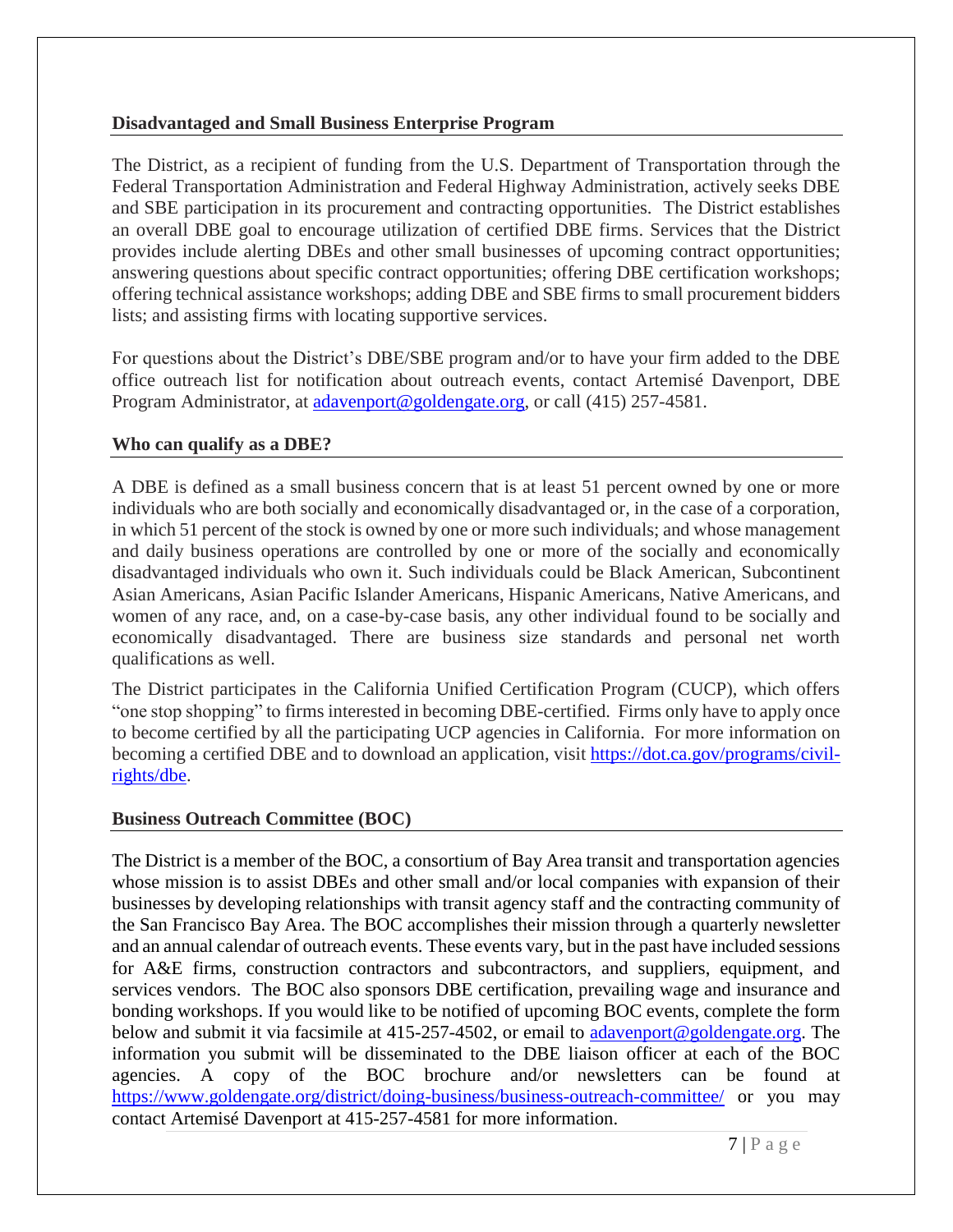## Disadvantaged and Small Business Enterprise Program

The District, as a recipient of funding from the U.S. Department of Transportation through the Federal Transportation Administration and Federal Highway Administration, actively seeks DBE and SBE participation in its procurement and contracting opportunities. The District establishes an overall DBE goal to encourage utilization of certified DBE firms. Services that the District provides include alerting DBEs and other small businesses of upcoming contract opportunities; answering questions about specific contract opportunities; offering DBE certification workshops; offering technical assistance workshops; adding DBE and SBE firms to small procurement bidders lists; and assisting firms with locating supportive services.

For questions about the District's DBE/SBE program and/or to have your firm added to the DBE office outreach list for notification about outreach events, contact Artemisé Davenport, DBE Program Administrator, at adavenport@goldengate.org, or call (415) 257-4581.

## Who can qualify as a DBE?

A DBE is defined as a small business concern that is at least 51 percent owned by one or more individuals who are both socially and economically disadvantaged or, in the case of a corporation, in which 51 percent of the stock is owned by one or more such individuals; and whose management and daily business operations are controlled by one or more of the socially and economically disadvantaged individuals who own it. Such individuals could be Black American, Subcontinent Asian Americans, Asian Pacific Islander Americans, Hispanic Americans, Native Americans, and women of any race, and, on a case-by-case basis, any other individual found to be socially and economically disadvantaged. There are business size standards and personal net worth qualifications as well.

The District participates in the California Unified Certification Program (CUCP), which offers "one stop shopping" to firms interested in becoming DBE-certified. Firms only have to apply once to become certified by all the participating UCP agencies in California. For more information on becoming a certified DBE and to download an application, visit https://dot.ca.gov/programs/civil-rights/dbe.

## Business Outreach Committee (BOC)

The District is a member of the BOC, a consortium of Bay Area transit and transportation agencies whose mission is to assist DBEs and other small and/or local companies with expansion of their businesses by developing relationships with transit agency staff and the contracting community of the San Francisco Bay Area. The BOC accomplishes their mission through a quarterly newsletter and an annual calendar of outreach events. These events vary, but in the past have included sessions for A&E firms, construction contractors and subcontractors, and suppliers, equipment, and services vendors. The BOC also sponsors DBE certification, prevailing wage and insurance and bonding workshops. If you would like to be notified of upcoming BOC events, complete the form below and submit it via facsimile at 415-257-4502, or email to adavenport@goldengate.org. The information you submit will be disseminated to the DBE liaison officer at each of the BOC agencies. A copy of the BOC brochure and/or newsletters can be found at https://www.goldengate.org/district/doing-business/business-outreach-committee/ or you may contact Artemisé Davenport at 415-257-4581 for more information.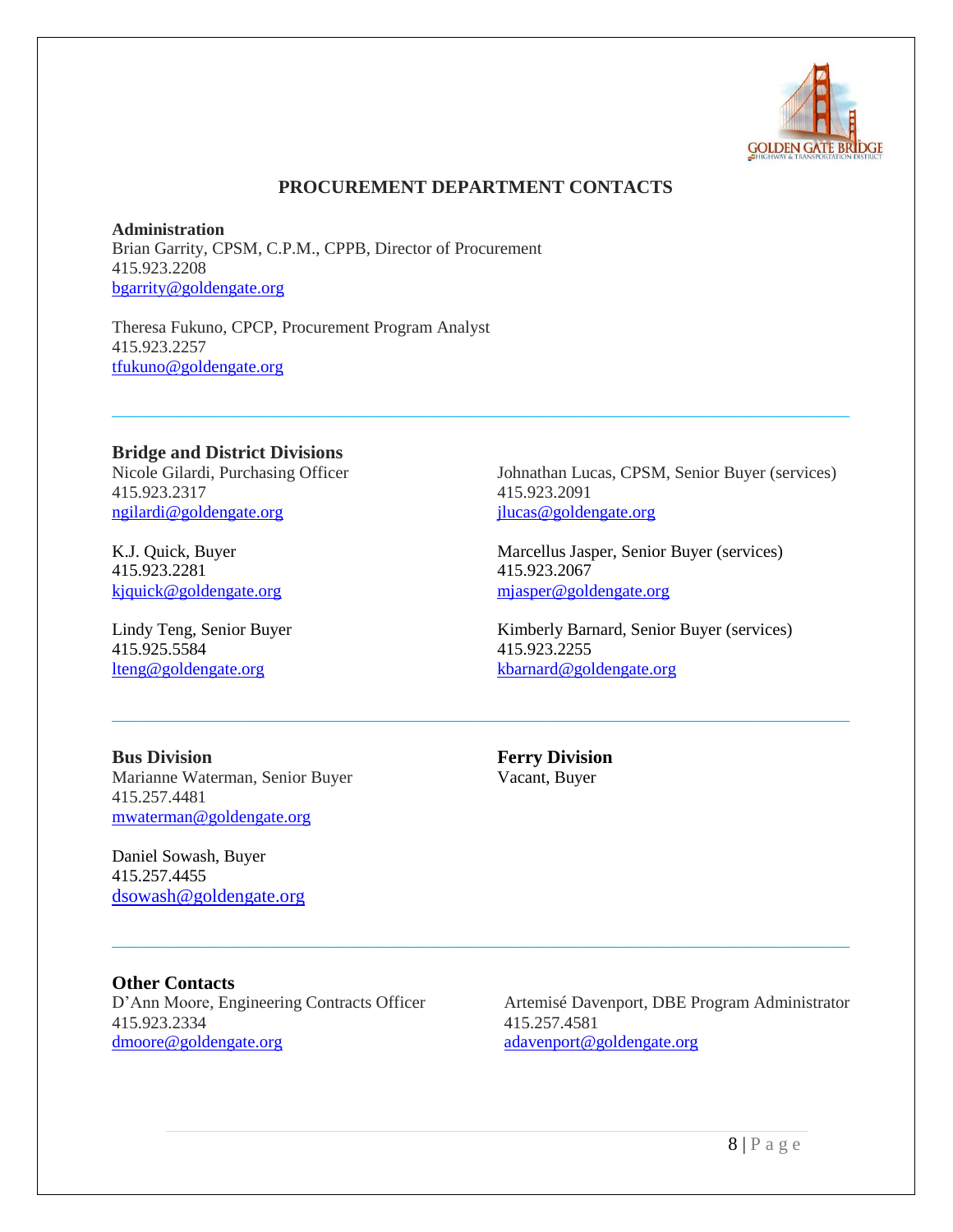# PROCUREMENT DEPARTMENT CONTACTS

**Administration**

Brian Garrity, CPSM, C.P.M., CPPB, Director of Procurement
415.923.2208
bgarrity@goldengate.org

Theresa Fukuno, CPCP, Procurement Program Analyst
415.923.2257
tfukuno@goldengate.org

---

**Bridge and District Divisions**

Nicole Gilardi, Purchasing Officer
415.923.2317
ngilardi@goldengate.org

K.J. Quick, Buyer
415.923.2281
kjquick@goldengate.org

Lindy Teng, Senior Buyer
415.925.5584
lteng@goldengate.org

Johnathan Lucas, CPSM, Senior Buyer (services)
415.923.2091
jlucas@goldengate.org

Marcellus Jasper, Senior Buyer (services)
415.923.2067
mjasper@goldengate.org

Kimberly Barnard, Senior Buyer (services)
415.923.2255
kbarnard@goldengate.org

---

**Bus Division**

Marianne Waterman, Senior Buyer
415.257.4481
mwaterman@goldengate.org

Daniel Sowash, Buyer
415.257.4455
dsowash@goldengate.org

**Ferry Division**

Vacant, Buyer

---

**Other Contacts**

D'Ann Moore, Engineering Contracts Officer
415.923.2334
dmoore@goldengate.org

Artemisé Davenport, DBE Program Administrator
415.257.4581
adavenport@goldengate.org